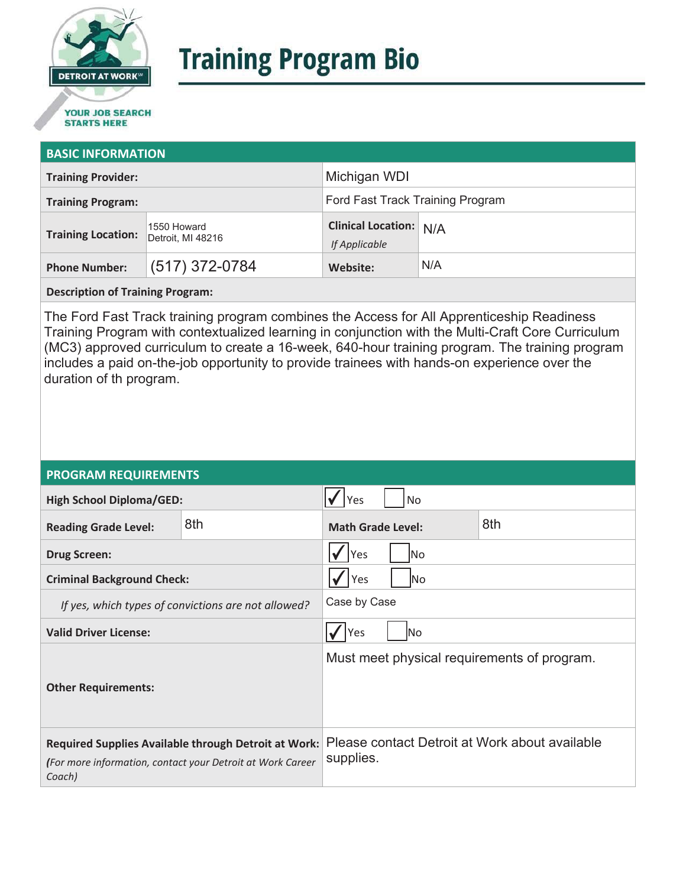# Training Program Bio

DETROIT AT WORK℠

YOUR JOB SEARCH STARTS HERE

## BASIC INFORMATION

| | | | |
|---|---|---|---|
| **Training Provider:** | | Michigan WDI | |
| **Training Program:** | | Ford Fast Track Training Program | |
| **Training Location:** | 1550 Howard Detroit, MI 48216 | **Clinical Location:** *If Applicable* | N/A |
| **Phone Number:** | (517) 372-0784 | **Website:** | N/A |

**Description of Training Program:**

The Ford Fast Track training program combines the Access for All Apprenticeship Readiness Training Program with contextualized learning in conjunction with the Multi-Craft Core Curriculum (MC3) approved curriculum to create a 16-week, 640-hour training program. The training program includes a paid on-the-job opportunity to provide trainees with hands-on experience over the duration of th program.

## PROGRAM REQUIREMENTS

| | | | |
|---|---|---|---|
| **High School Diploma/GED:** | | ☑ Yes ☐ No | |
| **Reading Grade Level:** | 8th | **Math Grade Level:** | 8th |
| **Drug Screen:** | | ☑ Yes ☐ No | |
| **Criminal Background Check:** | | ☑ Yes ☐ No | |
| *If yes, which types of convictions are not allowed?* | | Case by Case | |
| **Valid Driver License:** | | ☑ Yes ☐ No | |
| **Other Requirements:** | | Must meet physical requirements of program. | |
| **Required Supplies Available through Detroit at Work:** *(For more information, contact your Detroit at Work Career Coach)* | | Please contact Detroit at Work about available supplies. | |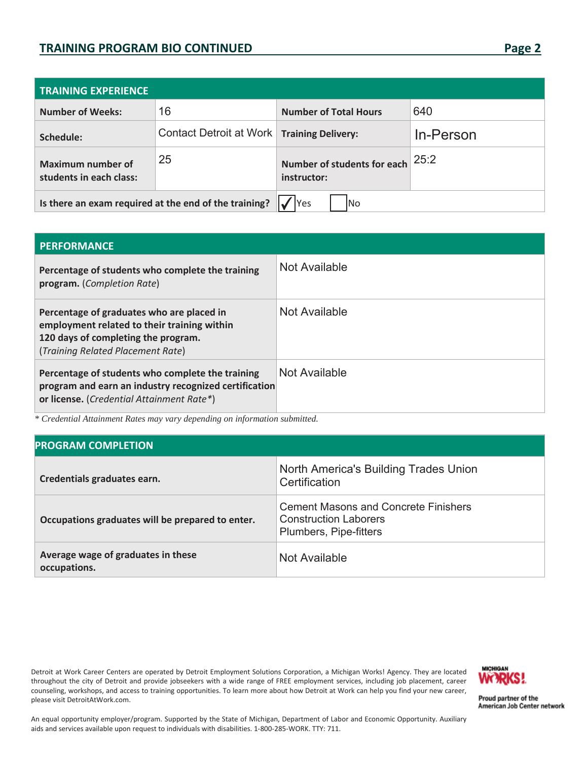## TRAINING PROGRAM BIO CONTINUED

| TRAINING EXPERIENCE | | | |
|---|---|---|---|
| **Number of Weeks:** | 16 | **Number of Total Hours** | 640 |
| **Schedule:** | Contact Detroit at Work | **Training Delivery:** | In-Person |
| **Maximum number of students in each class:** | 25 | **Number of students for each instructor:** | 25:2 |
| **Is there an exam required at the end of the training?** | ☑ Yes ☐ No | | |

| PERFORMANCE | |
|---|---|
| **Percentage of students who complete the training program.** (*Completion Rate*) | Not Available |
| **Percentage of graduates who are placed in employment related to their training within 120 days of completing the program.** (*Training Related Placement Rate*) | Not Available |
| **Percentage of students who complete the training program and earn an industry recognized certification or license.** (*Credential Attainment Rate**) | Not Available |

*\* Credential Attainment Rates may vary depending on information submitted.*

| PROGRAM COMPLETION | |
|---|---|
| **Credentials graduates earn.** | North America's Building Trades Union Certification |
| **Occupations graduates will be prepared to enter.** | Cement Masons and Concrete Finishers<br>Construction Laborers<br>Plumbers, Pipe-fitters |
| **Average wage of graduates in these occupations.** | Not Available |

Detroit at Work Career Centers are operated by Detroit Employment Solutions Corporation, a Michigan Works! Agency. They are located throughout the city of Detroit and provide jobseekers with a wide range of FREE employment services, including job placement, career counseling, workshops, and access to training opportunities. To learn more about how Detroit at Work can help you find your new career, please visit DetroitAtWork.com.

MICHIGAN WORKS!

Proud partner of the American Job Center network

An equal opportunity employer/program. Supported by the State of Michigan, Department of Labor and Economic Opportunity. Auxiliary aids and services available upon request to individuals with disabilities. 1-800-285-WORK. TTY: 711.